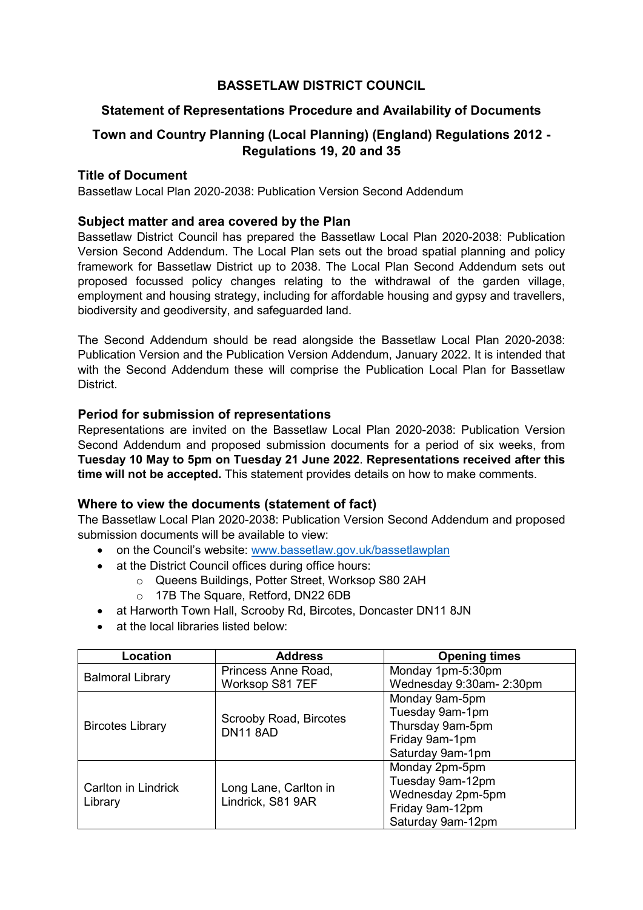# BASSETLAW DISTRICT COUNCIL

## Statement of Representations Procedure and Availability of Documents

## Town and Country Planning (Local Planning) (England) Regulations 2012 - Regulations 19, 20 and 35

### Title of Document

Bassetlaw Local Plan 2020-2038: Publication Version Second Addendum

### Subject matter and area covered by the Plan

Bassetlaw District Council has prepared the Bassetlaw Local Plan 2020-2038: Publication Version Second Addendum. The Local Plan sets out the broad spatial planning and policy framework for Bassetlaw District up to 2038. The Local Plan Second Addendum sets out proposed focussed policy changes relating to the withdrawal of the garden village, employment and housing strategy, including for affordable housing and gypsy and travellers, biodiversity and geodiversity, and safeguarded land.

The Second Addendum should be read alongside the Bassetlaw Local Plan 2020-2038: Publication Version and the Publication Version Addendum, January 2022. It is intended that with the Second Addendum these will comprise the Publication Local Plan for Bassetlaw District.

### Period for submission of representations

Representations are invited on the Bassetlaw Local Plan 2020-2038: Publication Version Second Addendum and proposed submission documents for a period of six weeks, from **Tuesday 10 May to 5pm on Tuesday 21 June 2022**. **Representations received after this time will not be accepted.** This statement provides details on how to make comments.

### Where to view the documents (statement of fact)

The Bassetlaw Local Plan 2020-2038: Publication Version Second Addendum and proposed submission documents will be available to view:

- on the Council's website: www.bassetlaw.gov.uk/bassetlawplan
- at the District Council offices during office hours:
  - Queens Buildings, Potter Street, Worksop S80 2AH
  - 17B The Square, Retford, DN22 6DB
- at Harworth Town Hall, Scrooby Rd, Bircotes, Doncaster DN11 8JN
- at the local libraries listed below:

| Location | Address | Opening times |
|---|---|---|
| Balmoral Library | Princess Anne Road, Worksop S81 7EF | Monday 1pm-5:30pm<br>Wednesday 9:30am- 2:30pm |
| Bircotes Library | Scrooby Road, Bircotes DN11 8AD | Monday 9am-5pm<br>Tuesday 9am-1pm<br>Thursday 9am-5pm<br>Friday 9am-1pm<br>Saturday 9am-1pm |
| Carlton in Lindrick Library | Long Lane, Carlton in Lindrick, S81 9AR | Monday 2pm-5pm<br>Tuesday 9am-12pm<br>Wednesday 2pm-5pm<br>Friday 9am-12pm<br>Saturday 9am-12pm |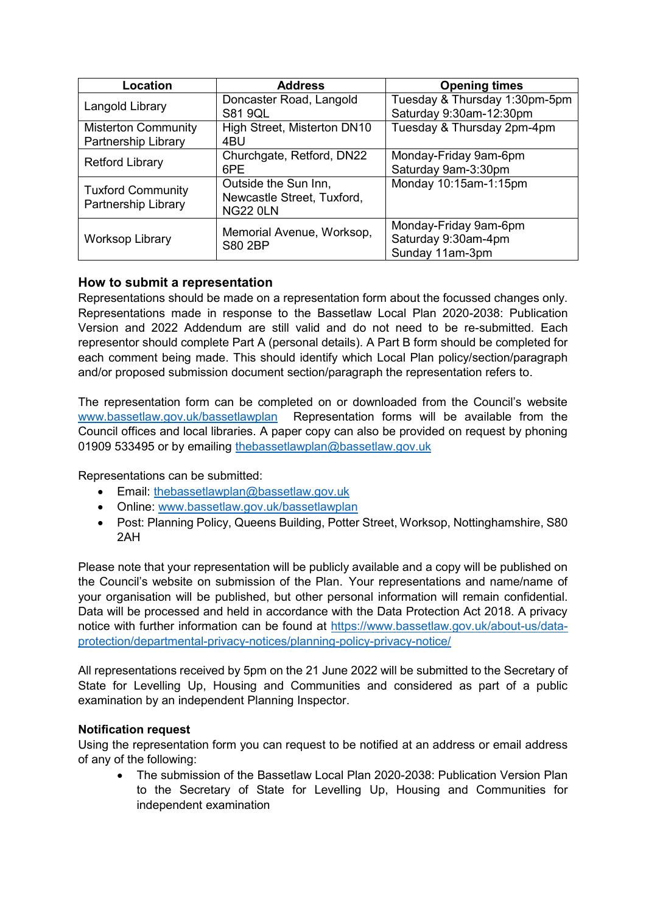| Location | Address | Opening times |
|---|---|---|
| Langold Library | Doncaster Road, Langold S81 9QL | Tuesday & Thursday 1:30pm-5pm<br>Saturday 9:30am-12:30pm |
| Misterton Community Partnership Library | High Street, Misterton DN10 4BU | Tuesday & Thursday 2pm-4pm |
| Retford Library | Churchgate, Retford, DN22 6PE | Monday-Friday 9am-6pm<br>Saturday 9am-3:30pm |
| Tuxford Community Partnership Library | Outside the Sun Inn, Newcastle Street, Tuxford, NG22 0LN | Monday 10:15am-1:15pm |
| Worksop Library | Memorial Avenue, Worksop, S80 2BP | Monday-Friday 9am-6pm<br>Saturday 9:30am-4pm<br>Sunday 11am-3pm |

### How to submit a representation

Representations should be made on a representation form about the focussed changes only. Representations made in response to the Bassetlaw Local Plan 2020-2038: Publication Version and 2022 Addendum are still valid and do not need to be re-submitted. Each representor should complete Part A (personal details). A Part B form should be completed for each comment being made. This should identify which Local Plan policy/section/paragraph and/or proposed submission document section/paragraph the representation refers to.

The representation form can be completed on or downloaded from the Council's website www.bassetlaw.gov.uk/bassetlawplan Representation forms will be available from the Council offices and local libraries. A paper copy can also be provided on request by phoning 01909 533495 or by emailing thebassetlawplan@bassetlaw.gov.uk

Representations can be submitted:

- Email: thebassetlawplan@bassetlaw.gov.uk
- Online: www.bassetlaw.gov.uk/bassetlawplan
- Post: Planning Policy, Queens Building, Potter Street, Worksop, Nottinghamshire, S80 2AH

Please note that your representation will be publicly available and a copy will be published on the Council's website on submission of the Plan. Your representations and name/name of your organisation will be published, but other personal information will remain confidential. Data will be processed and held in accordance with the Data Protection Act 2018. A privacy notice with further information can be found at https://www.bassetlaw.gov.uk/about-us/data-protection/departmental-privacy-notices/planning-policy-privacy-notice/

All representations received by 5pm on the 21 June 2022 will be submitted to the Secretary of State for Levelling Up, Housing and Communities and considered as part of a public examination by an independent Planning Inspector.

**Notification request**

Using the representation form you can request to be notified at an address or email address of any of the following:

- The submission of the Bassetlaw Local Plan 2020-2038: Publication Version Plan to the Secretary of State for Levelling Up, Housing and Communities for independent examination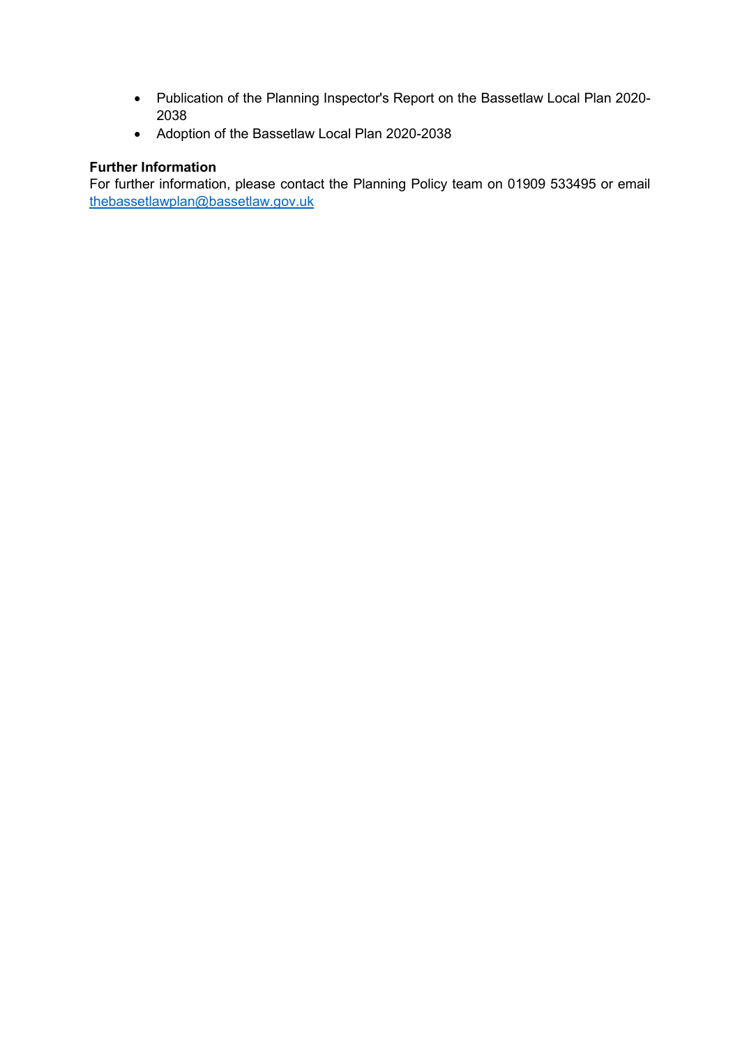- Publication of the Planning Inspector's Report on the Bassetlaw Local Plan 2020-2038
- Adoption of the Bassetlaw Local Plan 2020-2038

**Further Information**

For further information, please contact the Planning Policy team on 01909 533495 or email thebassetlawplan@bassetlaw.gov.uk